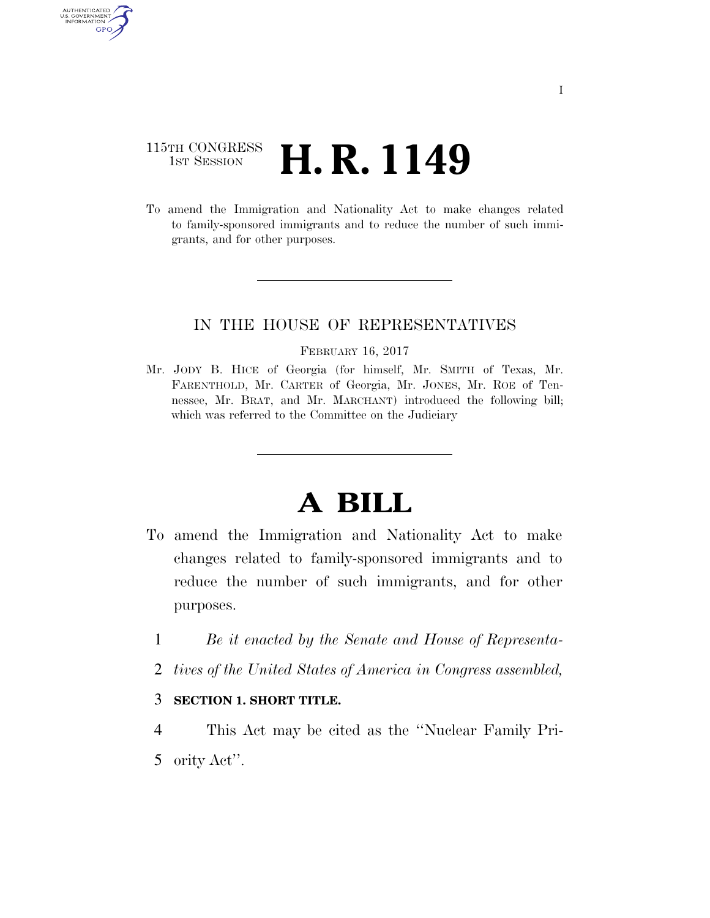115TH CONGRESS
1ST SESSION

# H. R. 1149

To amend the Immigration and Nationality Act to make changes related to family-sponsored immigrants and to reduce the number of such immigrants, and for other purposes.

IN THE HOUSE OF REPRESENTATIVES

FEBRUARY 16, 2017

Mr. JODY B. HICE of Georgia (for himself, Mr. SMITH of Texas, Mr. FARENTHOLD, Mr. CARTER of Georgia, Mr. JONES, Mr. ROE of Tennessee, Mr. BRAT, and Mr. MARCHANT) introduced the following bill; which was referred to the Committee on the Judiciary

# A BILL

To amend the Immigration and Nationality Act to make changes related to family-sponsored immigrants and to reduce the number of such immigrants, and for other purposes.

1 *Be it enacted by the Senate and House of Representa-*
2 *tives of the United States of America in Congress assembled,*

3 **SECTION 1. SHORT TITLE.**

4 This Act may be cited as the ''Nuclear Family Pri-
5 ority Act''.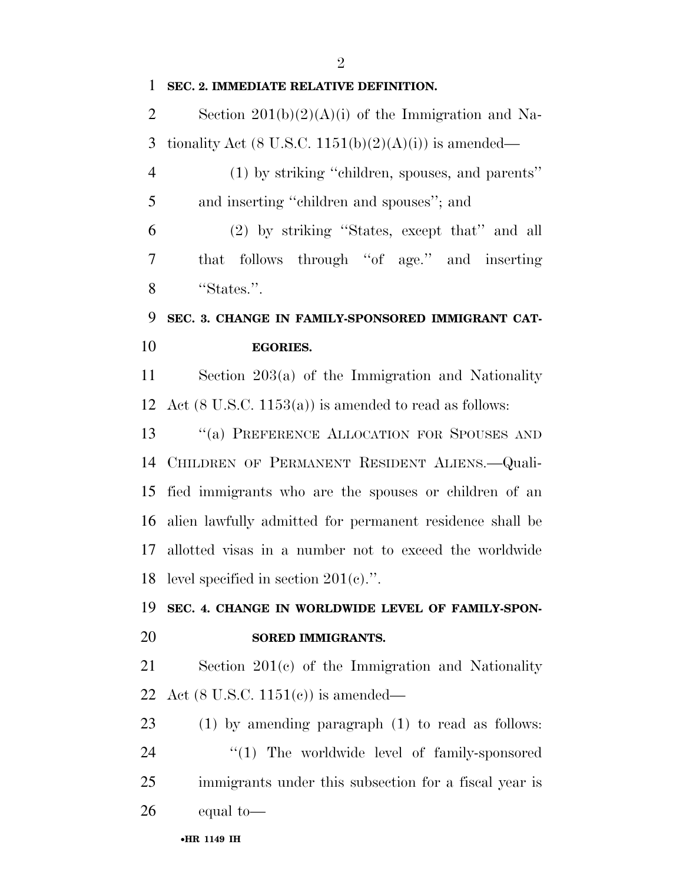**SEC. 2. IMMEDIATE RELATIVE DEFINITION.**

Section 201(b)(2)(A)(i) of the Immigration and Nationality Act (8 U.S.C. 1151(b)(2)(A)(i)) is amended—

(1) by striking "children, spouses, and parents" and inserting "children and spouses"; and

(2) by striking "States, except that" and all that follows through "of age." and inserting "States.".

**SEC. 3. CHANGE IN FAMILY-SPONSORED IMMIGRANT CATEGORIES.**

Section 203(a) of the Immigration and Nationality Act (8 U.S.C. 1153(a)) is amended to read as follows:

"(a) PREFERENCE ALLOCATION FOR SPOUSES AND CHILDREN OF PERMANENT RESIDENT ALIENS.—Qualified immigrants who are the spouses or children of an alien lawfully admitted for permanent residence shall be allotted visas in a number not to exceed the worldwide level specified in section 201(c).".

**SEC. 4. CHANGE IN WORLDWIDE LEVEL OF FAMILY-SPONSORED IMMIGRANTS.**

Section 201(c) of the Immigration and Nationality Act (8 U.S.C. 1151(c)) is amended—

(1) by amending paragraph (1) to read as follows:

"(1) The worldwide level of family-sponsored immigrants under this subsection for a fiscal year is equal to—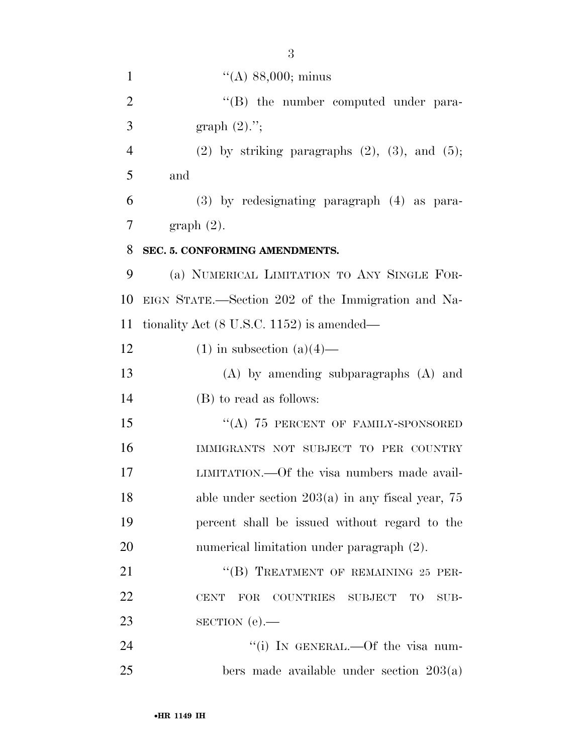"(A) 88,000; minus

"(B) the number computed under paragraph (2).";

(2) by striking paragraphs (2), (3), and (5); and

(3) by redesignating paragraph (4) as paragraph (2).

**SEC. 5. CONFORMING AMENDMENTS.**

(a) NUMERICAL LIMITATION TO ANY SINGLE FOREIGN STATE.—Section 202 of the Immigration and Nationality Act (8 U.S.C. 1152) is amended—

(1) in subsection (a)(4)—

(A) by amending subparagraphs (A) and (B) to read as follows:

"(A) 75 PERCENT OF FAMILY-SPONSORED IMMIGRANTS NOT SUBJECT TO PER COUNTRY LIMITATION.—Of the visa numbers made available under section 203(a) in any fiscal year, 75 percent shall be issued without regard to the numerical limitation under paragraph (2).

"(B) TREATMENT OF REMAINING 25 PERCENT FOR COUNTRIES SUBJECT TO SUBSECTION (e).—

"(i) IN GENERAL.—Of the visa numbers made available under section 203(a)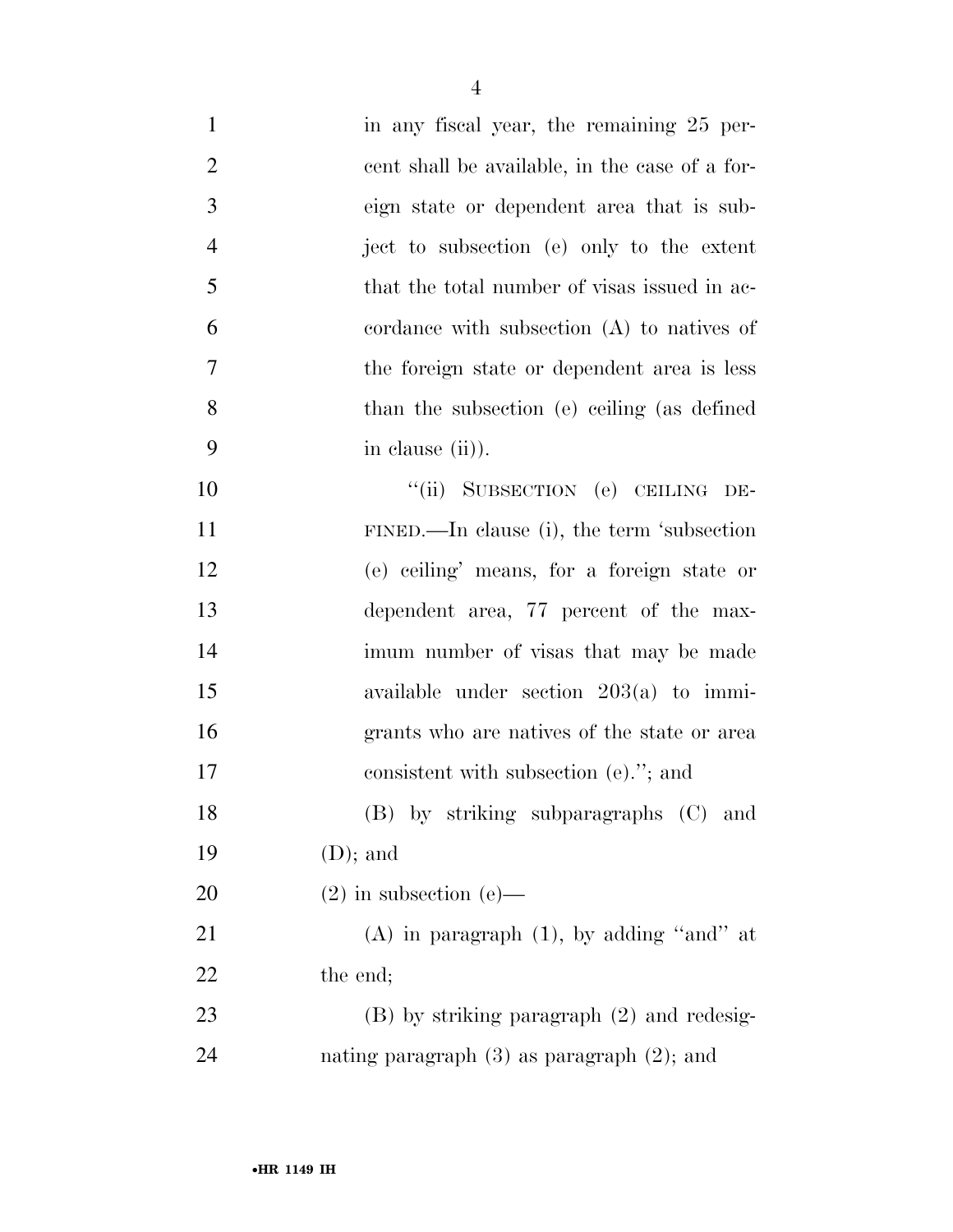in any fiscal year, the remaining 25 percent shall be available, in the case of a foreign state or dependent area that is subject to subsection (e) only to the extent that the total number of visas issued in accordance with subsection (A) to natives of the foreign state or dependent area is less than the subsection (e) ceiling (as defined in clause (ii)).

"(ii) SUBSECTION (e) CEILING DEFINED.—In clause (i), the term 'subsection (e) ceiling' means, for a foreign state or dependent area, 77 percent of the maximum number of visas that may be made available under section 203(a) to immigrants who are natives of the state or area consistent with subsection (e)."; and

(B) by striking subparagraphs (C) and (D); and

(2) in subsection (e)—

(A) in paragraph (1), by adding "and" at the end;

(B) by striking paragraph (2) and redesignating paragraph (3) as paragraph (2); and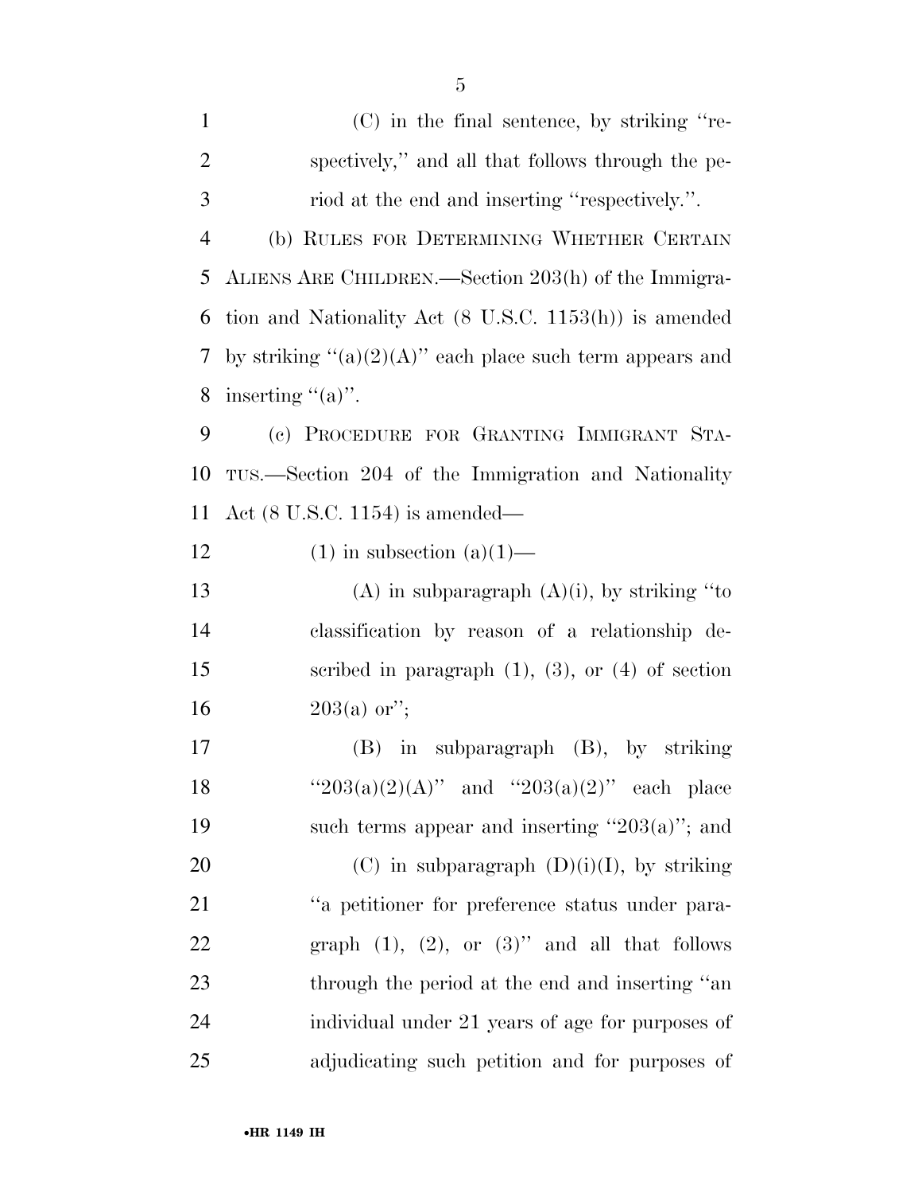(C) in the final sentence, by striking "respectively," and all that follows through the period at the end and inserting "respectively.".

(b) RULES FOR DETERMINING WHETHER CERTAIN ALIENS ARE CHILDREN.—Section 203(h) of the Immigration and Nationality Act (8 U.S.C. 1153(h)) is amended by striking "(a)(2)(A)" each place such term appears and inserting "(a)".

(c) PROCEDURE FOR GRANTING IMMIGRANT STATUS.—Section 204 of the Immigration and Nationality Act (8 U.S.C. 1154) is amended—

(1) in subsection (a)(1)—

(A) in subparagraph (A)(i), by striking "to classification by reason of a relationship described in paragraph (1), (3), or (4) of section 203(a) or";

(B) in subparagraph (B), by striking "203(a)(2)(A)" and "203(a)(2)" each place such terms appear and inserting "203(a)"; and

(C) in subparagraph (D)(i)(I), by striking "a petitioner for preference status under paragraph (1), (2), or (3)" and all that follows through the period at the end and inserting "an individual under 21 years of age for purposes of adjudicating such petition and for purposes of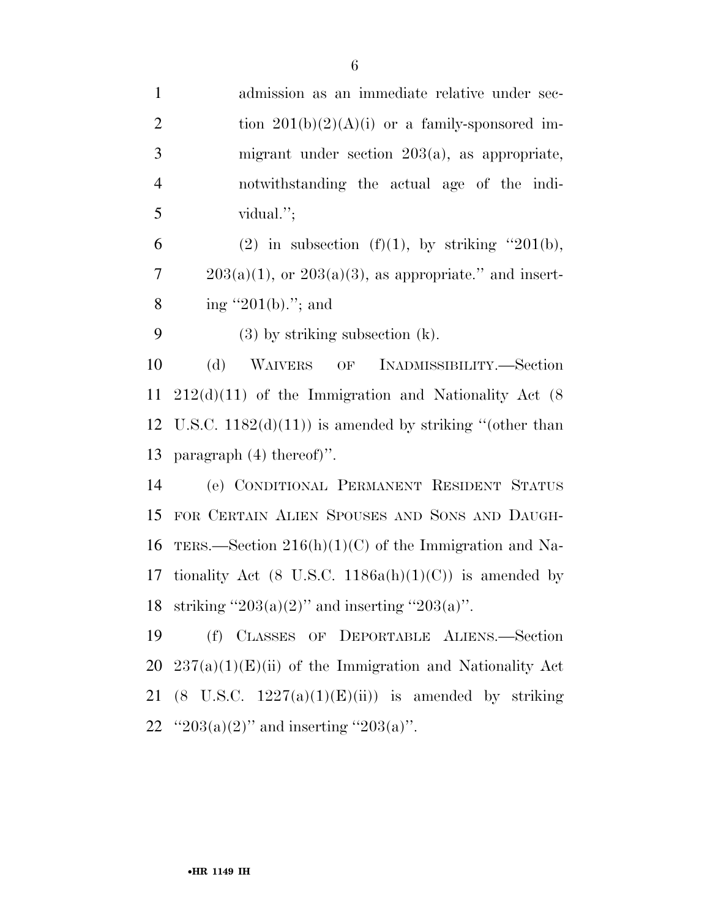admission as an immediate relative under section 201(b)(2)(A)(i) or a family-sponsored immigrant under section 203(a), as appropriate, notwithstanding the actual age of the individual.'';

(2) in subsection (f)(1), by striking ''201(b), 203(a)(1), or 203(a)(3), as appropriate.'' and inserting ''201(b).''; and

(3) by striking subsection (k).

(d) WAIVERS OF INADMISSIBILITY.—Section 212(d)(11) of the Immigration and Nationality Act (8 U.S.C. 1182(d)(11)) is amended by striking ''(other than paragraph (4) thereof)''.

(e) CONDITIONAL PERMANENT RESIDENT STATUS FOR CERTAIN ALIEN SPOUSES AND SONS AND DAUGHTERS.—Section 216(h)(1)(C) of the Immigration and Nationality Act (8 U.S.C. 1186a(h)(1)(C)) is amended by striking ''203(a)(2)'' and inserting ''203(a)''.

(f) CLASSES OF DEPORTABLE ALIENS.—Section 237(a)(1)(E)(ii) of the Immigration and Nationality Act (8 U.S.C. 1227(a)(1)(E)(ii)) is amended by striking ''203(a)(2)'' and inserting ''203(a)''.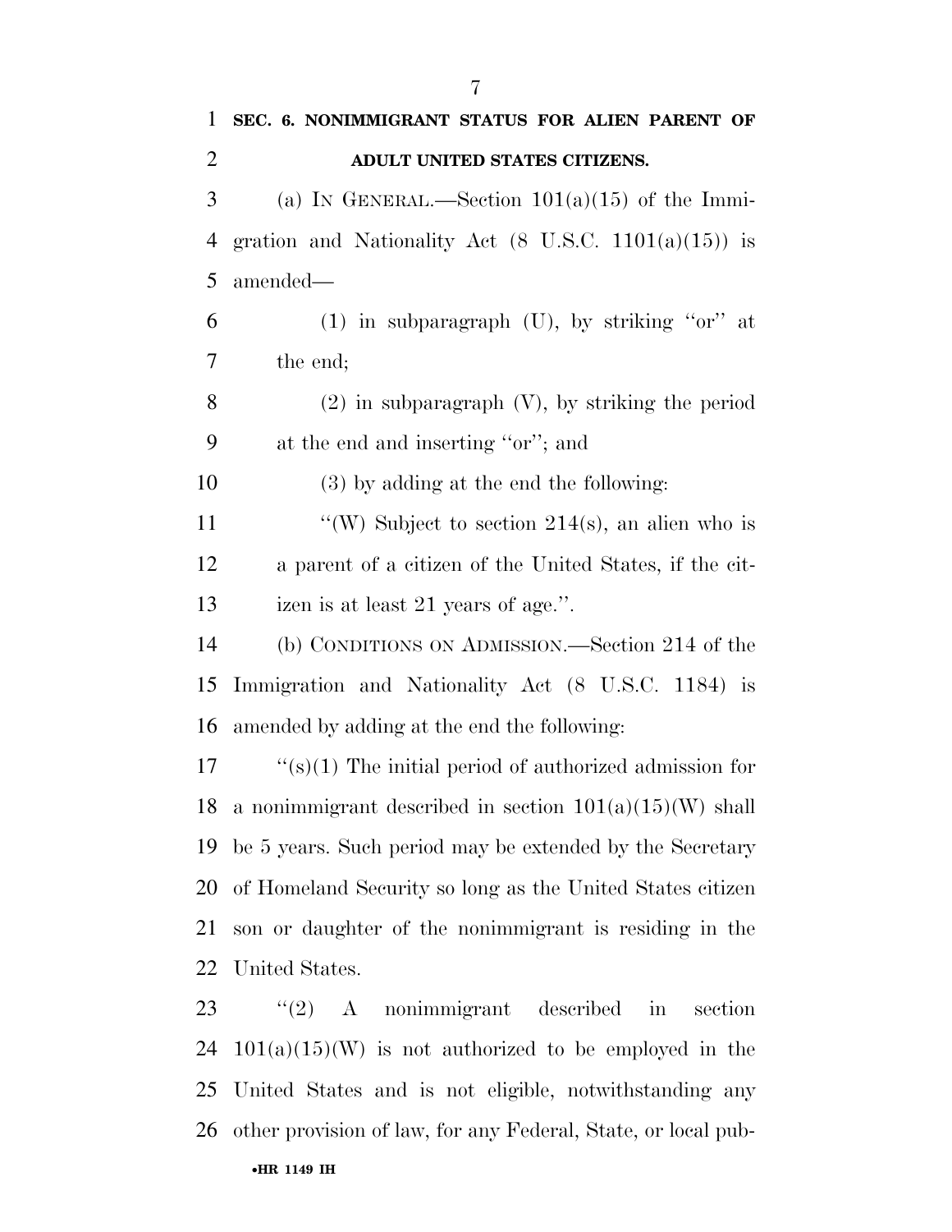**SEC. 6. NONIMMIGRANT STATUS FOR ALIEN PARENT OF ADULT UNITED STATES CITIZENS.**

(a) IN GENERAL.—Section 101(a)(15) of the Immigration and Nationality Act (8 U.S.C. 1101(a)(15)) is amended—

(1) in subparagraph (U), by striking "or" at the end;

(2) in subparagraph (V), by striking the period at the end and inserting "or"; and

(3) by adding at the end the following:

"(W) Subject to section 214(s), an alien who is a parent of a citizen of the United States, if the citizen is at least 21 years of age.".

(b) CONDITIONS ON ADMISSION.—Section 214 of the Immigration and Nationality Act (8 U.S.C. 1184) is amended by adding at the end the following:

"(s)(1) The initial period of authorized admission for a nonimmigrant described in section 101(a)(15)(W) shall be 5 years. Such period may be extended by the Secretary of Homeland Security so long as the United States citizen son or daughter of the nonimmigrant is residing in the United States.

"(2) A nonimmigrant described in section 101(a)(15)(W) is not authorized to be employed in the United States and is not eligible, notwithstanding any other provision of law, for any Federal, State, or local pub-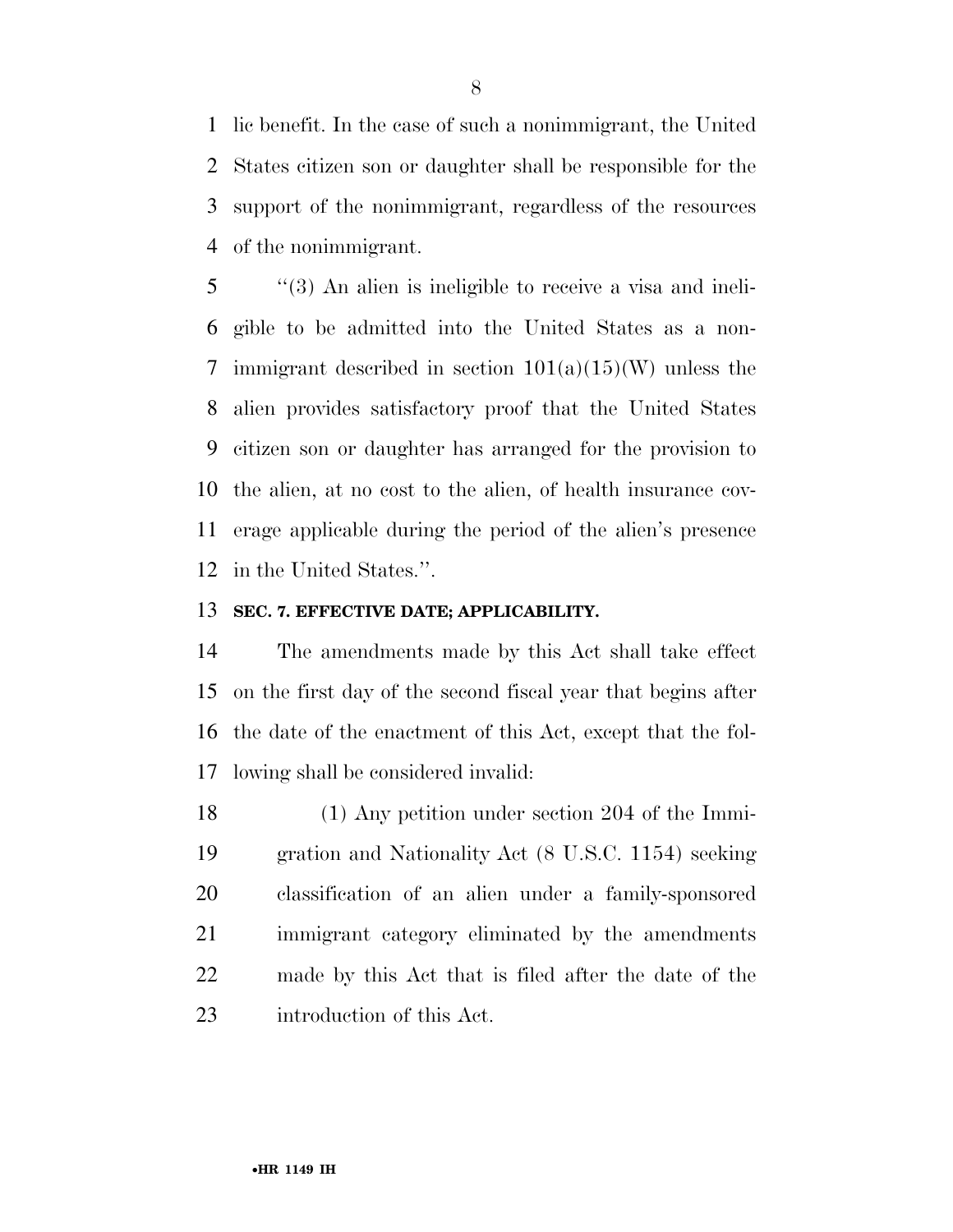lic benefit. In the case of such a nonimmigrant, the United States citizen son or daughter shall be responsible for the support of the nonimmigrant, regardless of the resources of the nonimmigrant.

''(3) An alien is ineligible to receive a visa and ineligible to be admitted into the United States as a nonimmigrant described in section 101(a)(15)(W) unless the alien provides satisfactory proof that the United States citizen son or daughter has arranged for the provision to the alien, at no cost to the alien, of health insurance coverage applicable during the period of the alien's presence in the United States.''.

**SEC. 7. EFFECTIVE DATE; APPLICABILITY.**

The amendments made by this Act shall take effect on the first day of the second fiscal year that begins after the date of the enactment of this Act, except that the following shall be considered invalid:

(1) Any petition under section 204 of the Immigration and Nationality Act (8 U.S.C. 1154) seeking classification of an alien under a family-sponsored immigrant category eliminated by the amendments made by this Act that is filed after the date of the introduction of this Act.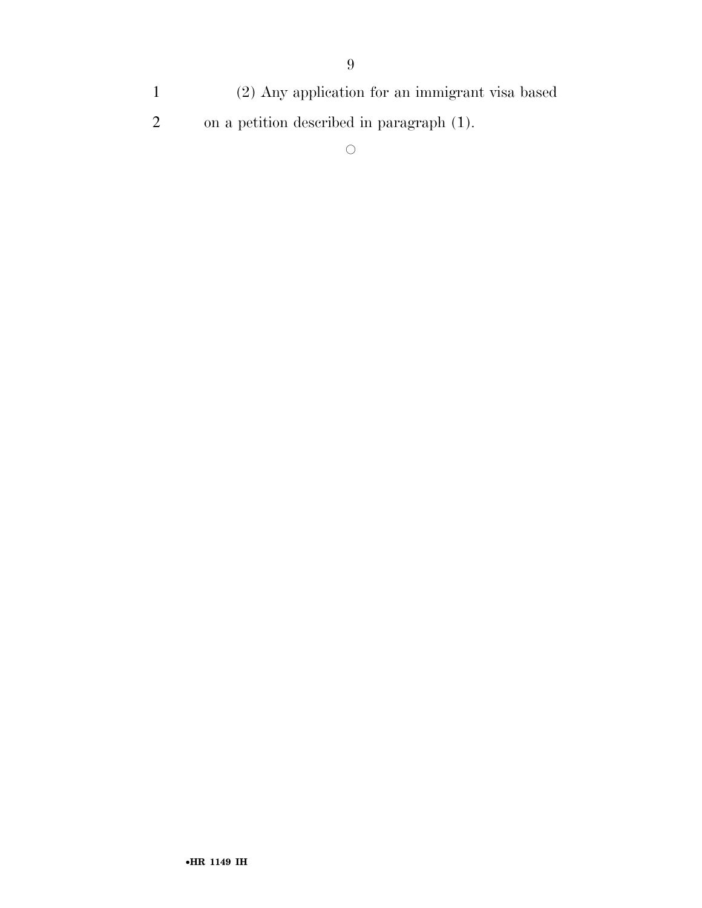(2) Any application for an immigrant visa based on a petition described in paragraph (1).